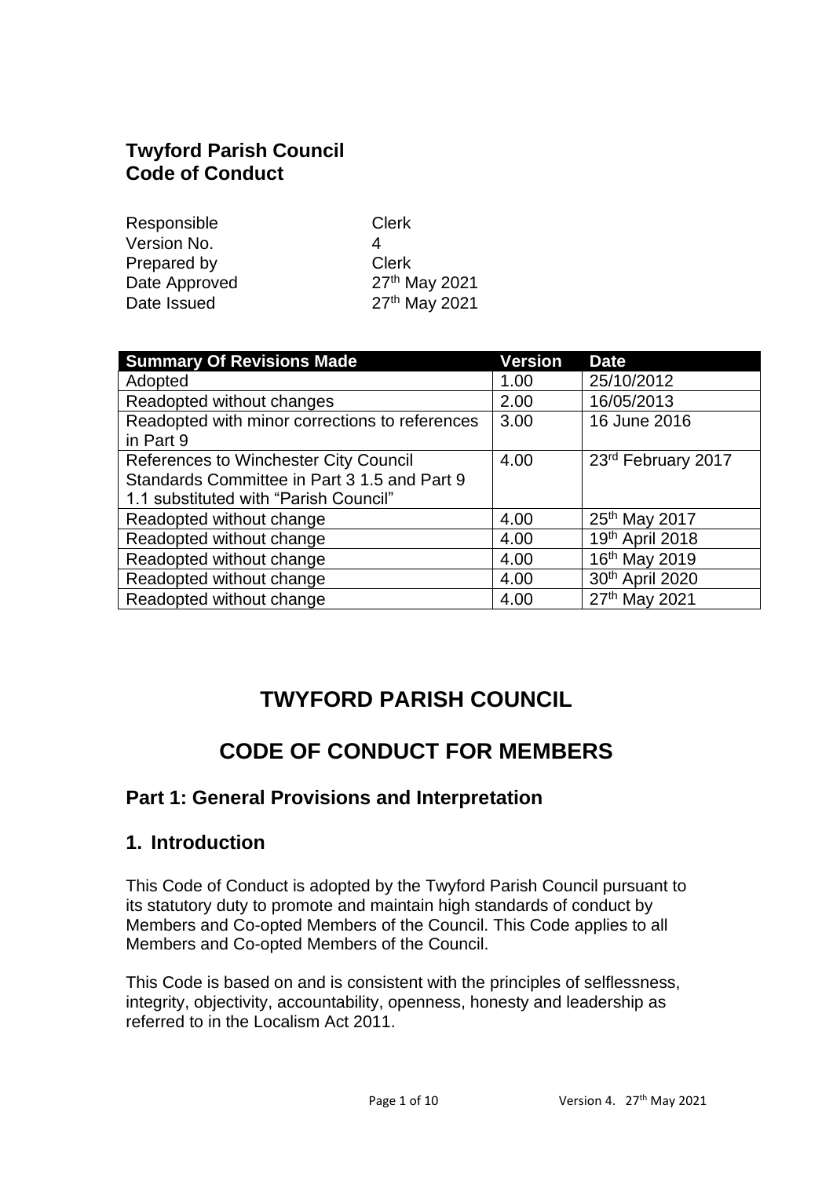**Twyford Parish Council**
**Code of Conduct**

| | |
|---|---|
| Responsible | Clerk |
| Version No. | 4 |
| Prepared by | Clerk |
| Date Approved | 27th May 2021 |
| Date Issued | 27th May 2021 |

| Summary Of Revisions Made | Version | Date |
|---|---|---|
| Adopted | 1.00 | 25/10/2012 |
| Readopted without changes | 2.00 | 16/05/2013 |
| Readopted with minor corrections to references in Part 9 | 3.00 | 16 June 2016 |
| References to Winchester City Council Standards Committee in Part 3 1.5 and Part 9 1.1 substituted with "Parish Council" | 4.00 | 23rd February 2017 |
| Readopted without change | 4.00 | 25th May 2017 |
| Readopted without change | 4.00 | 19th April 2018 |
| Readopted without change | 4.00 | 16th May 2019 |
| Readopted without change | 4.00 | 30th April 2020 |
| Readopted without change | 4.00 | 27th May 2021 |

# TWYFORD PARISH COUNCIL

# CODE OF CONDUCT FOR MEMBERS

## Part 1: General Provisions and Interpretation

## 1. Introduction

This Code of Conduct is adopted by the Twyford Parish Council pursuant to its statutory duty to promote and maintain high standards of conduct by Members and Co-opted Members of the Council. This Code applies to all Members and Co-opted Members of the Council.

This Code is based on and is consistent with the principles of selflessness, integrity, objectivity, accountability, openness, honesty and leadership as referred to in the Localism Act 2011.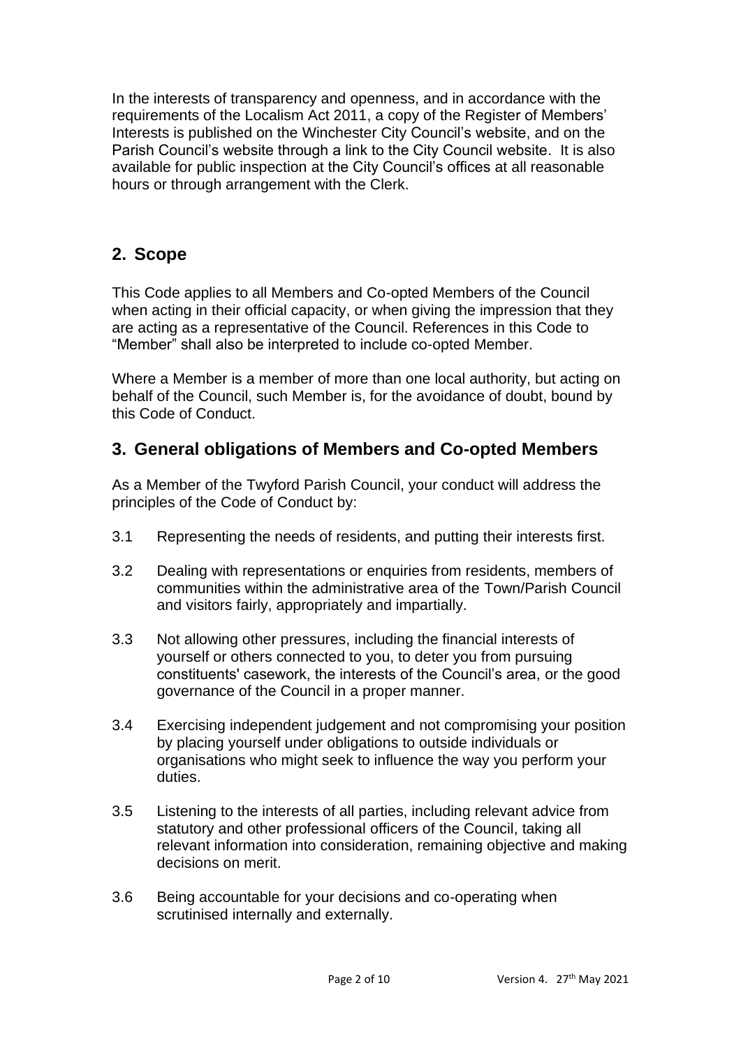In the interests of transparency and openness, and in accordance with the requirements of the Localism Act 2011, a copy of the Register of Members' Interests is published on the Winchester City Council's website, and on the Parish Council's website through a link to the City Council website. It is also available for public inspection at the City Council's offices at all reasonable hours or through arrangement with the Clerk.

## 2. Scope

This Code applies to all Members and Co-opted Members of the Council when acting in their official capacity, or when giving the impression that they are acting as a representative of the Council. References in this Code to "Member" shall also be interpreted to include co-opted Member.

Where a Member is a member of more than one local authority, but acting on behalf of the Council, such Member is, for the avoidance of doubt, bound by this Code of Conduct.

## 3. General obligations of Members and Co-opted Members

As a Member of the Twyford Parish Council, your conduct will address the principles of the Code of Conduct by:

3.1 Representing the needs of residents, and putting their interests first.

3.2 Dealing with representations or enquiries from residents, members of communities within the administrative area of the Town/Parish Council and visitors fairly, appropriately and impartially.

3.3 Not allowing other pressures, including the financial interests of yourself or others connected to you, to deter you from pursuing constituents' casework, the interests of the Council's area, or the good governance of the Council in a proper manner.

3.4 Exercising independent judgement and not compromising your position by placing yourself under obligations to outside individuals or organisations who might seek to influence the way you perform your duties.

3.5 Listening to the interests of all parties, including relevant advice from statutory and other professional officers of the Council, taking all relevant information into consideration, remaining objective and making decisions on merit.

3.6 Being accountable for your decisions and co-operating when scrutinised internally and externally.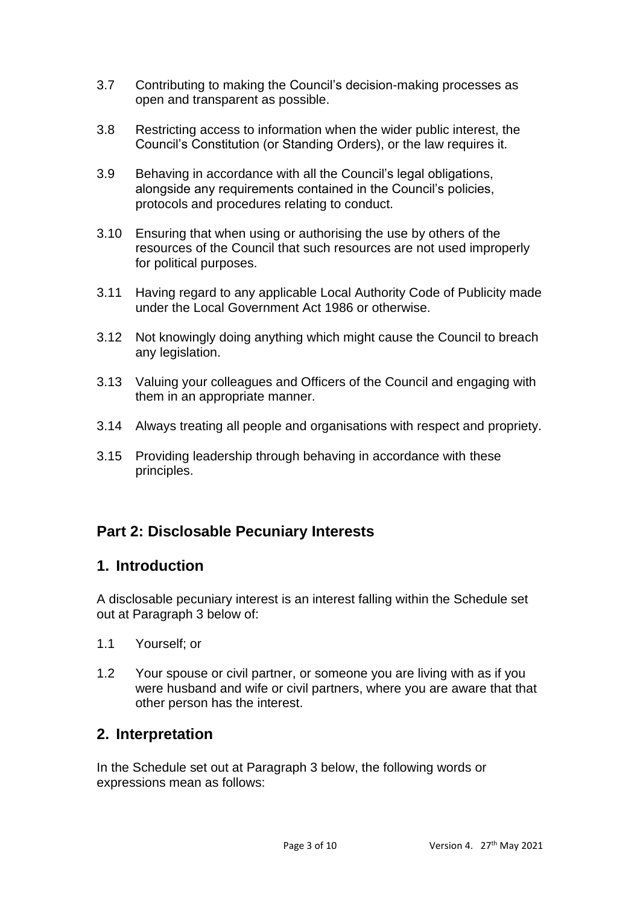3.7 Contributing to making the Council's decision-making processes as open and transparent as possible.

3.8 Restricting access to information when the wider public interest, the Council's Constitution (or Standing Orders), or the law requires it.

3.9 Behaving in accordance with all the Council's legal obligations, alongside any requirements contained in the Council's policies, protocols and procedures relating to conduct.

3.10 Ensuring that when using or authorising the use by others of the resources of the Council that such resources are not used improperly for political purposes.

3.11 Having regard to any applicable Local Authority Code of Publicity made under the Local Government Act 1986 or otherwise.

3.12 Not knowingly doing anything which might cause the Council to breach any legislation.

3.13 Valuing your colleagues and Officers of the Council and engaging with them in an appropriate manner.

3.14 Always treating all people and organisations with respect and propriety.

3.15 Providing leadership through behaving in accordance with these principles.

## Part 2: Disclosable Pecuniary Interests

## 1. Introduction

A disclosable pecuniary interest is an interest falling within the Schedule set out at Paragraph 3 below of:

1.1 Yourself; or

1.2 Your spouse or civil partner, or someone you are living with as if you were husband and wife or civil partners, where you are aware that that other person has the interest.

## 2. Interpretation

In the Schedule set out at Paragraph 3 below, the following words or expressions mean as follows: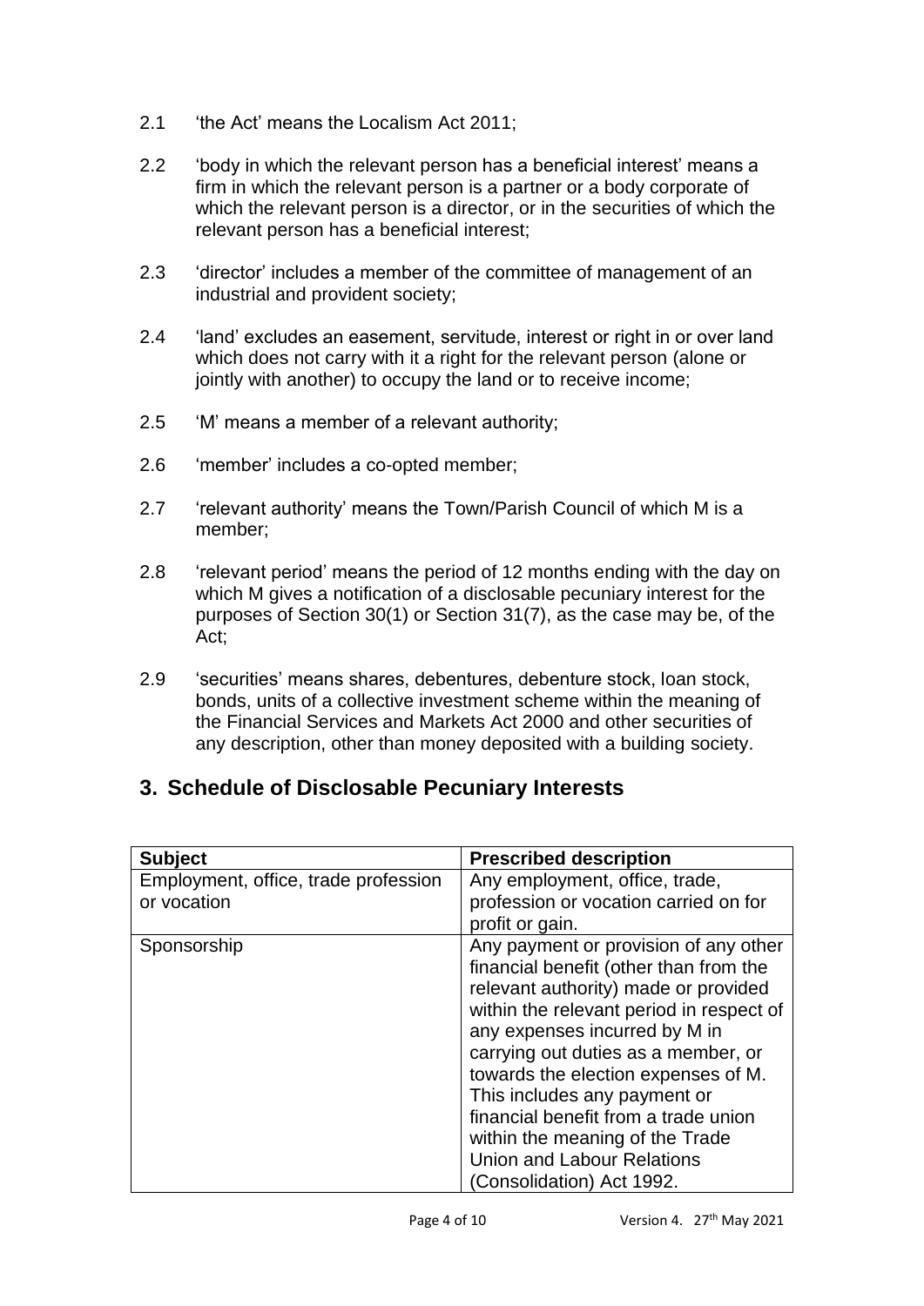2.1 'the Act' means the Localism Act 2011;

2.2 'body in which the relevant person has a beneficial interest' means a firm in which the relevant person is a partner or a body corporate of which the relevant person is a director, or in the securities of which the relevant person has a beneficial interest;

2.3 'director' includes a member of the committee of management of an industrial and provident society;

2.4 'land' excludes an easement, servitude, interest or right in or over land which does not carry with it a right for the relevant person (alone or jointly with another) to occupy the land or to receive income;

2.5 'M' means a member of a relevant authority;

2.6 'member' includes a co-opted member;

2.7 'relevant authority' means the Town/Parish Council of which M is a member;

2.8 'relevant period' means the period of 12 months ending with the day on which M gives a notification of a disclosable pecuniary interest for the purposes of Section 30(1) or Section 31(7), as the case may be, of the Act;

2.9 'securities' means shares, debentures, debenture stock, loan stock, bonds, units of a collective investment scheme within the meaning of the Financial Services and Markets Act 2000 and other securities of any description, other than money deposited with a building society.

## 3. Schedule of Disclosable Pecuniary Interests

| Subject | Prescribed description |
|---|---|
| Employment, office, trade profession or vocation | Any employment, office, trade, profession or vocation carried on for profit or gain. |
| Sponsorship | Any payment or provision of any other financial benefit (other than from the relevant authority) made or provided within the relevant period in respect of any expenses incurred by M in carrying out duties as a member, or towards the election expenses of M. This includes any payment or financial benefit from a trade union within the meaning of the Trade Union and Labour Relations (Consolidation) Act 1992. |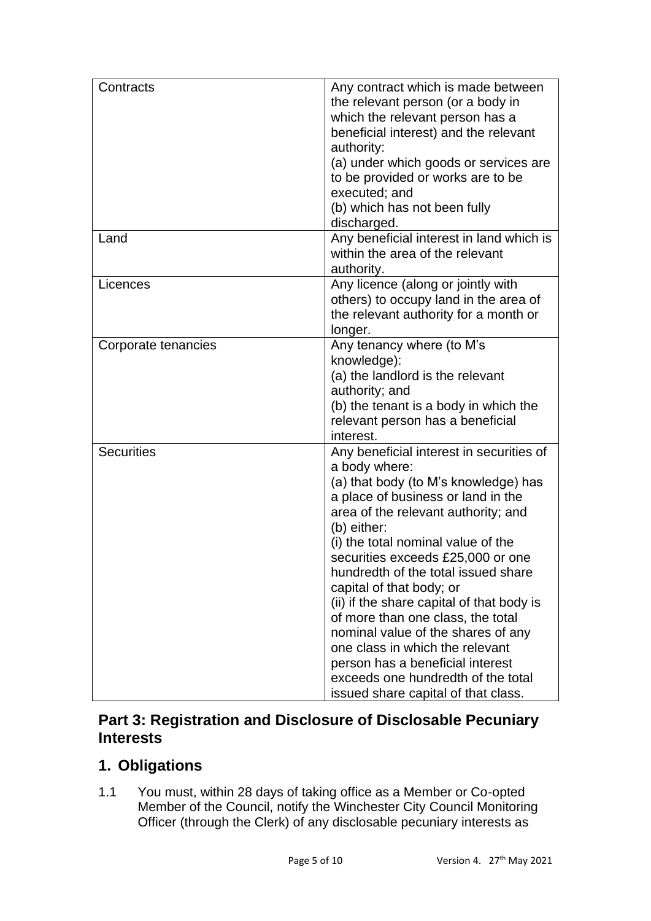| | |
|---|---|
| Contracts | Any contract which is made between the relevant person (or a body in which the relevant person has a beneficial interest) and the relevant authority:<br>(a) under which goods or services are to be provided or works are to be executed; and<br>(b) which has not been fully discharged. |
| Land | Any beneficial interest in land which is within the area of the relevant authority. |
| Licences | Any licence (along or jointly with others) to occupy land in the area of the relevant authority for a month or longer. |
| Corporate tenancies | Any tenancy where (to M's knowledge):<br>(a) the landlord is the relevant authority; and<br>(b) the tenant is a body in which the relevant person has a beneficial interest. |
| Securities | Any beneficial interest in securities of a body where:<br>(a) that body (to M's knowledge) has a place of business or land in the area of the relevant authority; and<br>(b) either:<br>(i) the total nominal value of the securities exceeds £25,000 or one hundredth of the total issued share capital of that body; or<br>(ii) if the share capital of that body is of more than one class, the total nominal value of the shares of any one class in which the relevant person has a beneficial interest exceeds one hundredth of the total issued share capital of that class. |

## Part 3: Registration and Disclosure of Disclosable Pecuniary Interests

## 1. Obligations

1.1 You must, within 28 days of taking office as a Member or Co-opted Member of the Council, notify the Winchester City Council Monitoring Officer (through the Clerk) of any disclosable pecuniary interests as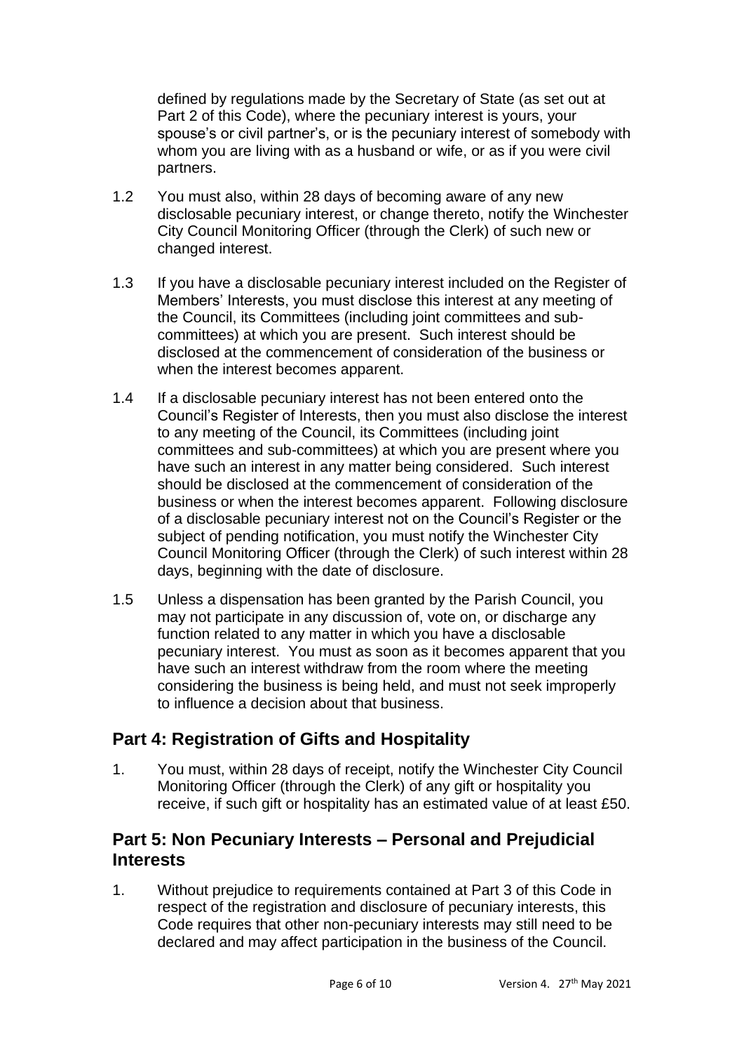defined by regulations made by the Secretary of State (as set out at Part 2 of this Code), where the pecuniary interest is yours, your spouse's or civil partner's, or is the pecuniary interest of somebody with whom you are living with as a husband or wife, or as if you were civil partners.

1.2 You must also, within 28 days of becoming aware of any new disclosable pecuniary interest, or change thereto, notify the Winchester City Council Monitoring Officer (through the Clerk) of such new or changed interest.

1.3 If you have a disclosable pecuniary interest included on the Register of Members' Interests, you must disclose this interest at any meeting of the Council, its Committees (including joint committees and sub-committees) at which you are present. Such interest should be disclosed at the commencement of consideration of the business or when the interest becomes apparent.

1.4 If a disclosable pecuniary interest has not been entered onto the Council's Register of Interests, then you must also disclose the interest to any meeting of the Council, its Committees (including joint committees and sub-committees) at which you are present where you have such an interest in any matter being considered. Such interest should be disclosed at the commencement of consideration of the business or when the interest becomes apparent. Following disclosure of a disclosable pecuniary interest not on the Council's Register or the subject of pending notification, you must notify the Winchester City Council Monitoring Officer (through the Clerk) of such interest within 28 days, beginning with the date of disclosure.

1.5 Unless a dispensation has been granted by the Parish Council, you may not participate in any discussion of, vote on, or discharge any function related to any matter in which you have a disclosable pecuniary interest. You must as soon as it becomes apparent that you have such an interest withdraw from the room where the meeting considering the business is being held, and must not seek improperly to influence a decision about that business.

## Part 4: Registration of Gifts and Hospitality

1. You must, within 28 days of receipt, notify the Winchester City Council Monitoring Officer (through the Clerk) of any gift or hospitality you receive, if such gift or hospitality has an estimated value of at least £50.

## Part 5: Non Pecuniary Interests – Personal and Prejudicial Interests

1. Without prejudice to requirements contained at Part 3 of this Code in respect of the registration and disclosure of pecuniary interests, this Code requires that other non-pecuniary interests may still need to be declared and may affect participation in the business of the Council.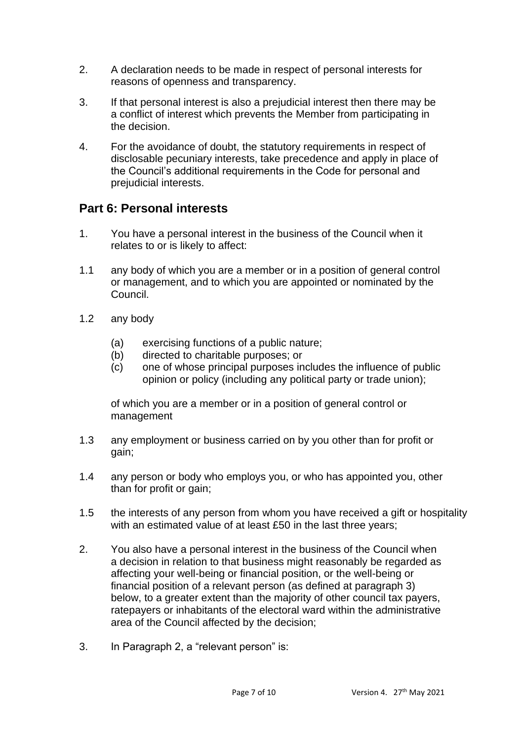2. A declaration needs to be made in respect of personal interests for reasons of openness and transparency.

3. If that personal interest is also a prejudicial interest then there may be a conflict of interest which prevents the Member from participating in the decision.

4. For the avoidance of doubt, the statutory requirements in respect of disclosable pecuniary interests, take precedence and apply in place of the Council's additional requirements in the Code for personal and prejudicial interests.

## Part 6: Personal interests

1. You have a personal interest in the business of the Council when it relates to or is likely to affect:

1.1 any body of which you are a member or in a position of general control or management, and to which you are appointed or nominated by the Council.

1.2 any body

- (a) exercising functions of a public nature;
- (b) directed to charitable purposes; or
- (c) one of whose principal purposes includes the influence of public opinion or policy (including any political party or trade union);

of which you are a member or in a position of general control or management

1.3 any employment or business carried on by you other than for profit or gain;

1.4 any person or body who employs you, or who has appointed you, other than for profit or gain;

1.5 the interests of any person from whom you have received a gift or hospitality with an estimated value of at least £50 in the last three years;

2. You also have a personal interest in the business of the Council when a decision in relation to that business might reasonably be regarded as affecting your well-being or financial position, or the well-being or financial position of a relevant person (as defined at paragraph 3) below, to a greater extent than the majority of other council tax payers, ratepayers or inhabitants of the electoral ward within the administrative area of the Council affected by the decision;

3. In Paragraph 2, a "relevant person" is: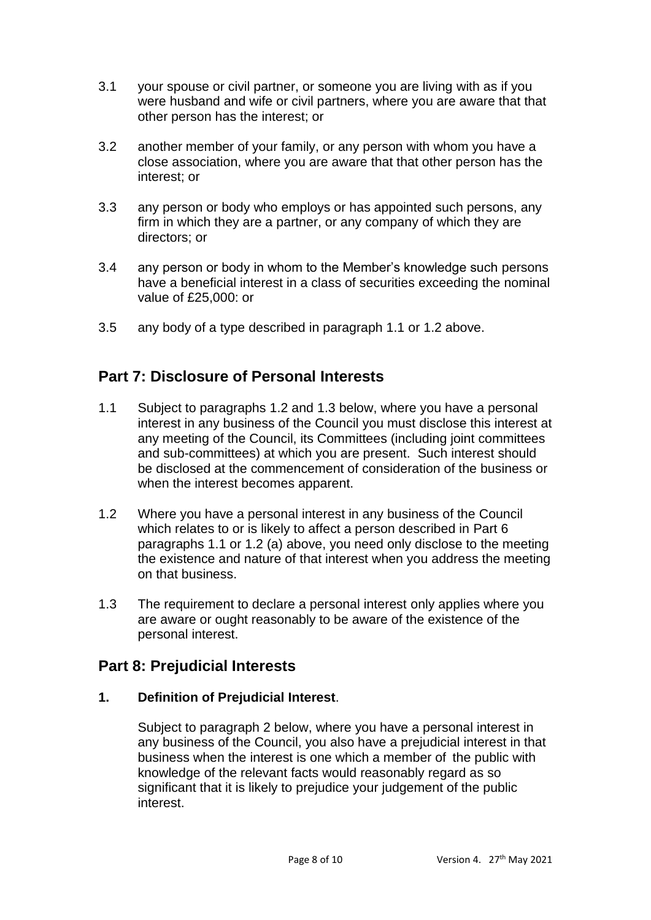3.1 your spouse or civil partner, or someone you are living with as if you were husband and wife or civil partners, where you are aware that that other person has the interest; or

3.2 another member of your family, or any person with whom you have a close association, where you are aware that that other person has the interest; or

3.3 any person or body who employs or has appointed such persons, any firm in which they are a partner, or any company of which they are directors; or

3.4 any person or body in whom to the Member's knowledge such persons have a beneficial interest in a class of securities exceeding the nominal value of £25,000: or

3.5 any body of a type described in paragraph 1.1 or 1.2 above.

## Part 7: Disclosure of Personal Interests

1.1 Subject to paragraphs 1.2 and 1.3 below, where you have a personal interest in any business of the Council you must disclose this interest at any meeting of the Council, its Committees (including joint committees and sub-committees) at which you are present. Such interest should be disclosed at the commencement of consideration of the business or when the interest becomes apparent.

1.2 Where you have a personal interest in any business of the Council which relates to or is likely to affect a person described in Part 6 paragraphs 1.1 or 1.2 (a) above, you need only disclose to the meeting the existence and nature of that interest when you address the meeting on that business.

1.3 The requirement to declare a personal interest only applies where you are aware or ought reasonably to be aware of the existence of the personal interest.

## Part 8: Prejudicial Interests

**1. Definition of Prejudicial Interest**.

Subject to paragraph 2 below, where you have a personal interest in any business of the Council, you also have a prejudicial interest in that business when the interest is one which a member of the public with knowledge of the relevant facts would reasonably regard as so significant that it is likely to prejudice your judgement of the public interest.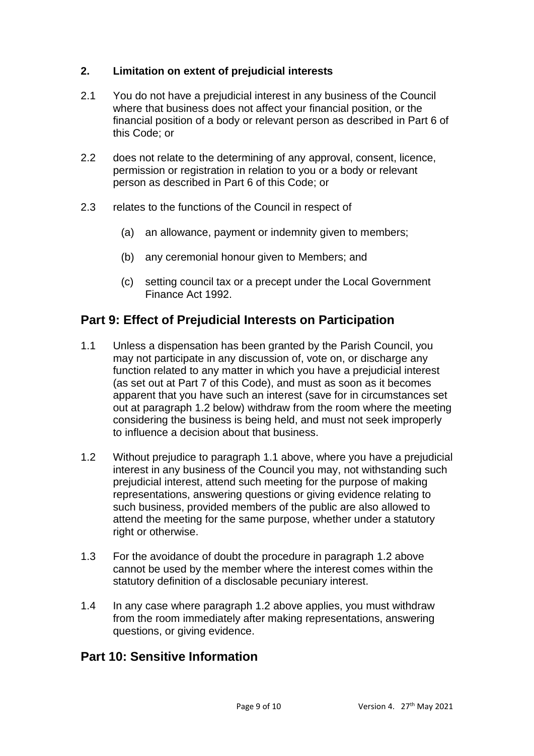### 2. Limitation on extent of prejudicial interests

2.1 You do not have a prejudicial interest in any business of the Council where that business does not affect your financial position, or the financial position of a body or relevant person as described in Part 6 of this Code; or

2.2 does not relate to the determining of any approval, consent, licence, permission or registration in relation to you or a body or relevant person as described in Part 6 of this Code; or

2.3 relates to the functions of the Council in respect of

- (a) an allowance, payment or indemnity given to members;
- (b) any ceremonial honour given to Members; and
- (c) setting council tax or a precept under the Local Government Finance Act 1992.

## Part 9: Effect of Prejudicial Interests on Participation

1.1 Unless a dispensation has been granted by the Parish Council, you may not participate in any discussion of, vote on, or discharge any function related to any matter in which you have a prejudicial interest (as set out at Part 7 of this Code), and must as soon as it becomes apparent that you have such an interest (save for in circumstances set out at paragraph 1.2 below) withdraw from the room where the meeting considering the business is being held, and must not seek improperly to influence a decision about that business.

1.2 Without prejudice to paragraph 1.1 above, where you have a prejudicial interest in any business of the Council you may, not withstanding such prejudicial interest, attend such meeting for the purpose of making representations, answering questions or giving evidence relating to such business, provided members of the public are also allowed to attend the meeting for the same purpose, whether under a statutory right or otherwise.

1.3 For the avoidance of doubt the procedure in paragraph 1.2 above cannot be used by the member where the interest comes within the statutory definition of a disclosable pecuniary interest.

1.4 In any case where paragraph 1.2 above applies, you must withdraw from the room immediately after making representations, answering questions, or giving evidence.

## Part 10: Sensitive Information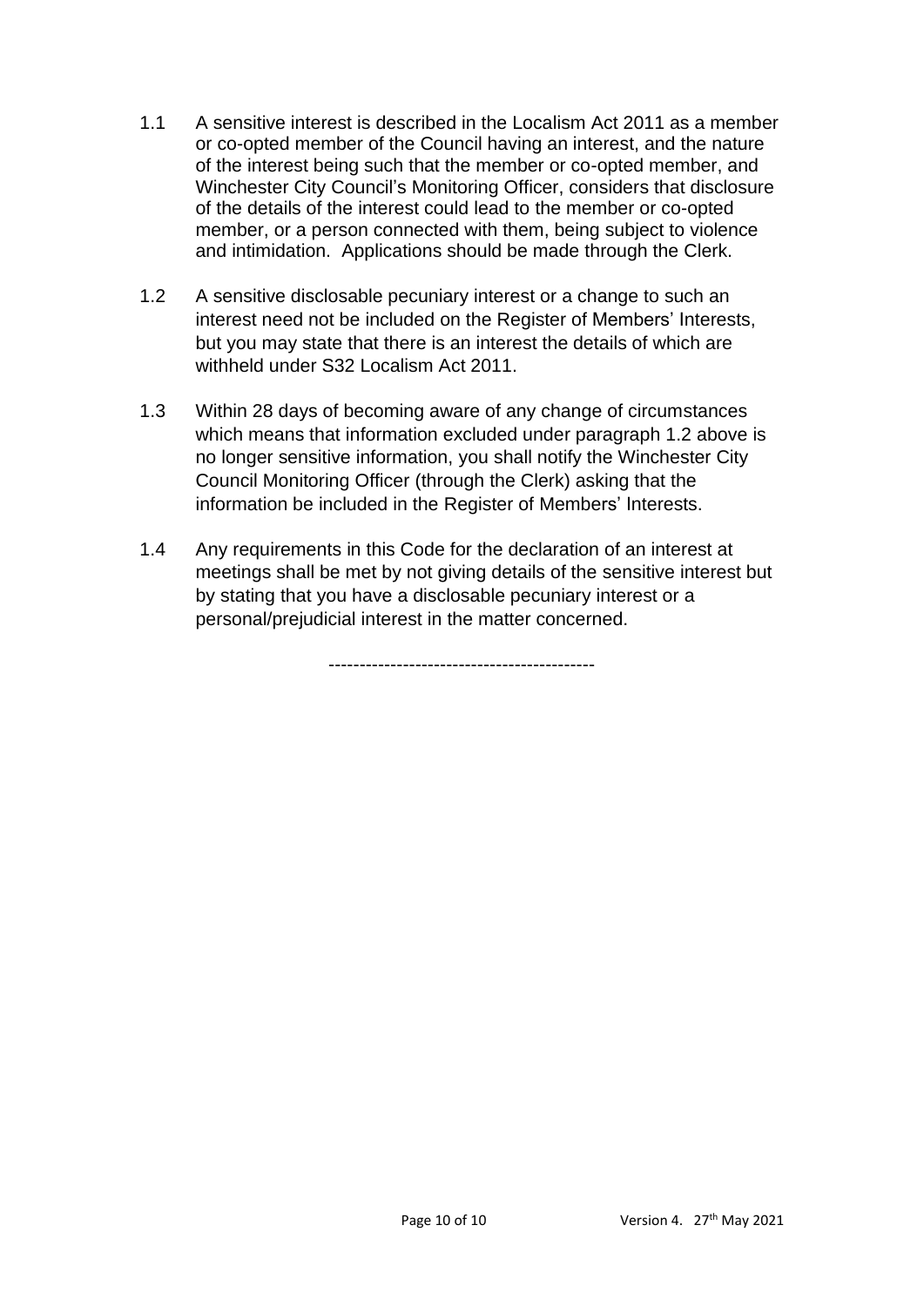1.1 A sensitive interest is described in the Localism Act 2011 as a member or co-opted member of the Council having an interest, and the nature of the interest being such that the member or co-opted member, and Winchester City Council's Monitoring Officer, considers that disclosure of the details of the interest could lead to the member or co-opted member, or a person connected with them, being subject to violence and intimidation. Applications should be made through the Clerk.

1.2 A sensitive disclosable pecuniary interest or a change to such an interest need not be included on the Register of Members' Interests, but you may state that there is an interest the details of which are withheld under S32 Localism Act 2011.

1.3 Within 28 days of becoming aware of any change of circumstances which means that information excluded under paragraph 1.2 above is no longer sensitive information, you shall notify the Winchester City Council Monitoring Officer (through the Clerk) asking that the information be included in the Register of Members' Interests.

1.4 Any requirements in this Code for the declaration of an interest at meetings shall be met by not giving details of the sensitive interest but by stating that you have a disclosable pecuniary interest or a personal/prejudicial interest in the matter concerned.

-------------------------------------------

Version 4. 27th May 2021